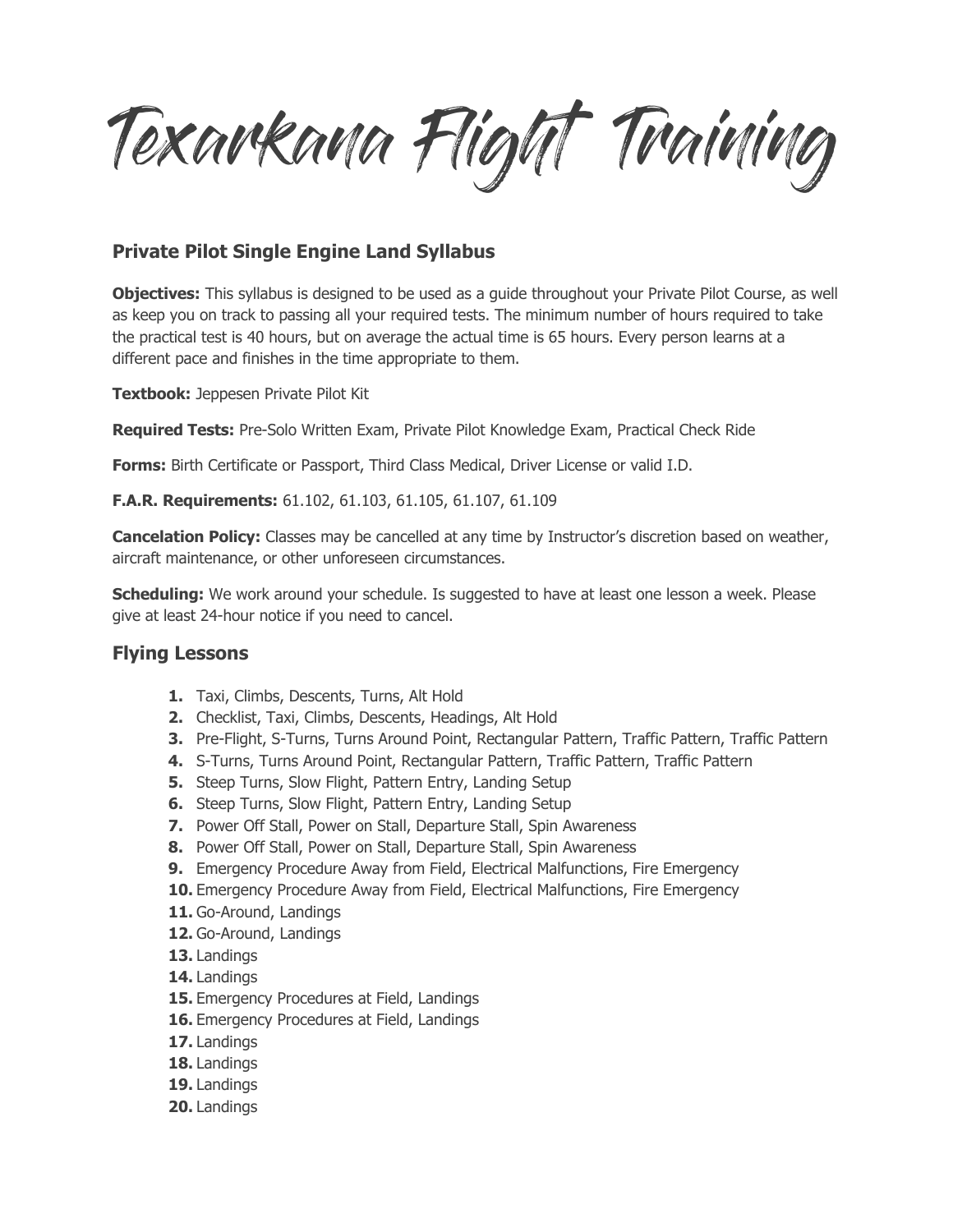# Texarkana Flight Training

## Private Pilot Single Engine Land Syllabus

**Objectives:** This syllabus is designed to be used as a guide throughout your Private Pilot Course, as well as keep you on track to passing all your required tests. The minimum number of hours required to take the practical test is 40 hours, but on average the actual time is 65 hours. Every person learns at a different pace and finishes in the time appropriate to them.

**Textbook:** Jeppesen Private Pilot Kit

**Required Tests:** Pre-Solo Written Exam, Private Pilot Knowledge Exam, Practical Check Ride

**Forms:** Birth Certificate or Passport, Third Class Medical, Driver License or valid I.D.

**F.A.R. Requirements:** 61.102, 61.103, 61.105, 61.107, 61.109

**Cancelation Policy:** Classes may be cancelled at any time by Instructor's discretion based on weather, aircraft maintenance, or other unforeseen circumstances.

**Scheduling:** We work around your schedule. Is suggested to have at least one lesson a week. Please give at least 24-hour notice if you need to cancel.

## Flying Lessons

1. Taxi, Climbs, Descents, Turns, Alt Hold
2. Checklist, Taxi, Climbs, Descents, Headings, Alt Hold
3. Pre-Flight, S-Turns, Turns Around Point, Rectangular Pattern, Traffic Pattern, Traffic Pattern
4. S-Turns, Turns Around Point, Rectangular Pattern, Traffic Pattern, Traffic Pattern
5. Steep Turns, Slow Flight, Pattern Entry, Landing Setup
6. Steep Turns, Slow Flight, Pattern Entry, Landing Setup
7. Power Off Stall, Power on Stall, Departure Stall, Spin Awareness
8. Power Off Stall, Power on Stall, Departure Stall, Spin Awareness
9. Emergency Procedure Away from Field, Electrical Malfunctions, Fire Emergency
10. Emergency Procedure Away from Field, Electrical Malfunctions, Fire Emergency
11. Go-Around, Landings
12. Go-Around, Landings
13. Landings
14. Landings
15. Emergency Procedures at Field, Landings
16. Emergency Procedures at Field, Landings
17. Landings
18. Landings
19. Landings
20. Landings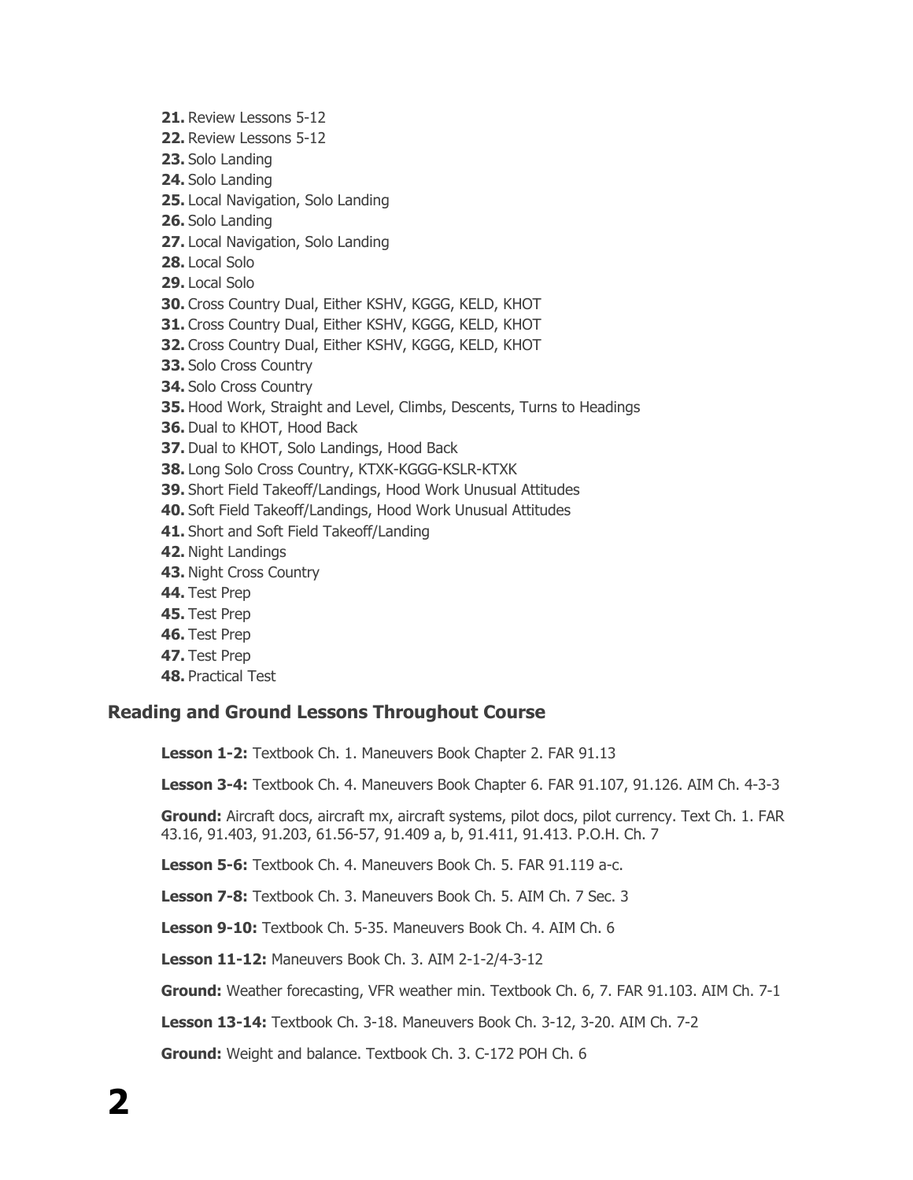21. Review Lessons 5-12
22. Review Lessons 5-12
23. Solo Landing
24. Solo Landing
25. Local Navigation, Solo Landing
26. Solo Landing
27. Local Navigation, Solo Landing
28. Local Solo
29. Local Solo
30. Cross Country Dual, Either KSHV, KGGG, KELD, KHOT
31. Cross Country Dual, Either KSHV, KGGG, KELD, KHOT
32. Cross Country Dual, Either KSHV, KGGG, KELD, KHOT
33. Solo Cross Country
34. Solo Cross Country
35. Hood Work, Straight and Level, Climbs, Descents, Turns to Headings
36. Dual to KHOT, Hood Back
37. Dual to KHOT, Solo Landings, Hood Back
38. Long Solo Cross Country, KTXK-KGGG-KSLR-KTXK
39. Short Field Takeoff/Landings, Hood Work Unusual Attitudes
40. Soft Field Takeoff/Landings, Hood Work Unusual Attitudes
41. Short and Soft Field Takeoff/Landing
42. Night Landings
43. Night Cross Country
44. Test Prep
45. Test Prep
46. Test Prep
47. Test Prep
48. Practical Test

## Reading and Ground Lessons Throughout Course

**Lesson 1-2:** Textbook Ch. 1. Maneuvers Book Chapter 2. FAR 91.13

**Lesson 3-4:** Textbook Ch. 4. Maneuvers Book Chapter 6. FAR 91.107, 91.126. AIM Ch. 4-3-3

**Ground:** Aircraft docs, aircraft mx, aircraft systems, pilot docs, pilot currency. Text Ch. 1. FAR 43.16, 91.403, 91.203, 61.56-57, 91.409 a, b, 91.411, 91.413. P.O.H. Ch. 7

**Lesson 5-6:** Textbook Ch. 4. Maneuvers Book Ch. 5. FAR 91.119 a-c.

**Lesson 7-8:** Textbook Ch. 3. Maneuvers Book Ch. 5. AIM Ch. 7 Sec. 3

**Lesson 9-10:** Textbook Ch. 5-35. Maneuvers Book Ch. 4. AIM Ch. 6

**Lesson 11-12:** Maneuvers Book Ch. 3. AIM 2-1-2/4-3-12

**Ground:** Weather forecasting, VFR weather min. Textbook Ch. 6, 7. FAR 91.103. AIM Ch. 7-1

**Lesson 13-14:** Textbook Ch. 3-18. Maneuvers Book Ch. 3-12, 3-20. AIM Ch. 7-2

**Ground:** Weight and balance. Textbook Ch. 3. C-172 POH Ch. 6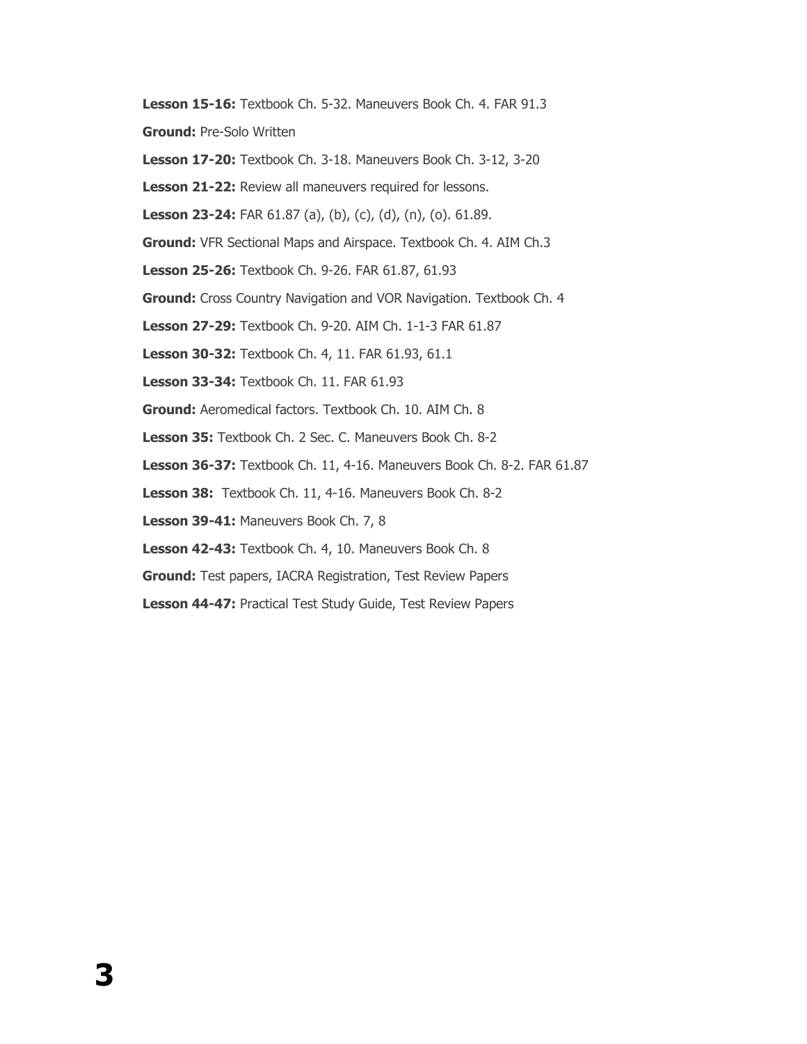**Lesson 15-16:** Textbook Ch. 5-32. Maneuvers Book Ch. 4. FAR 91.3

**Ground:** Pre-Solo Written

**Lesson 17-20:** Textbook Ch. 3-18. Maneuvers Book Ch. 3-12, 3-20

**Lesson 21-22:** Review all maneuvers required for lessons.

**Lesson 23-24:** FAR 61.87 (a), (b), (c), (d), (n), (o). 61.89.

**Ground:** VFR Sectional Maps and Airspace. Textbook Ch. 4. AIM Ch.3

**Lesson 25-26:** Textbook Ch. 9-26. FAR 61.87, 61.93

**Ground:** Cross Country Navigation and VOR Navigation. Textbook Ch. 4

**Lesson 27-29:** Textbook Ch. 9-20. AIM Ch. 1-1-3 FAR 61.87

**Lesson 30-32:** Textbook Ch. 4, 11. FAR 61.93, 61.1

**Lesson 33-34:** Textbook Ch. 11. FAR 61.93

**Ground:** Aeromedical factors. Textbook Ch. 10. AIM Ch. 8

**Lesson 35:** Textbook Ch. 2 Sec. C. Maneuvers Book Ch. 8-2

**Lesson 36-37:** Textbook Ch. 11, 4-16. Maneuvers Book Ch. 8-2. FAR 61.87

**Lesson 38:** Textbook Ch. 11, 4-16. Maneuvers Book Ch. 8-2

**Lesson 39-41:** Maneuvers Book Ch. 7, 8

**Lesson 42-43:** Textbook Ch. 4, 10. Maneuvers Book Ch. 8

**Ground:** Test papers, IACRA Registration, Test Review Papers

**Lesson 44-47:** Practical Test Study Guide, Test Review Papers